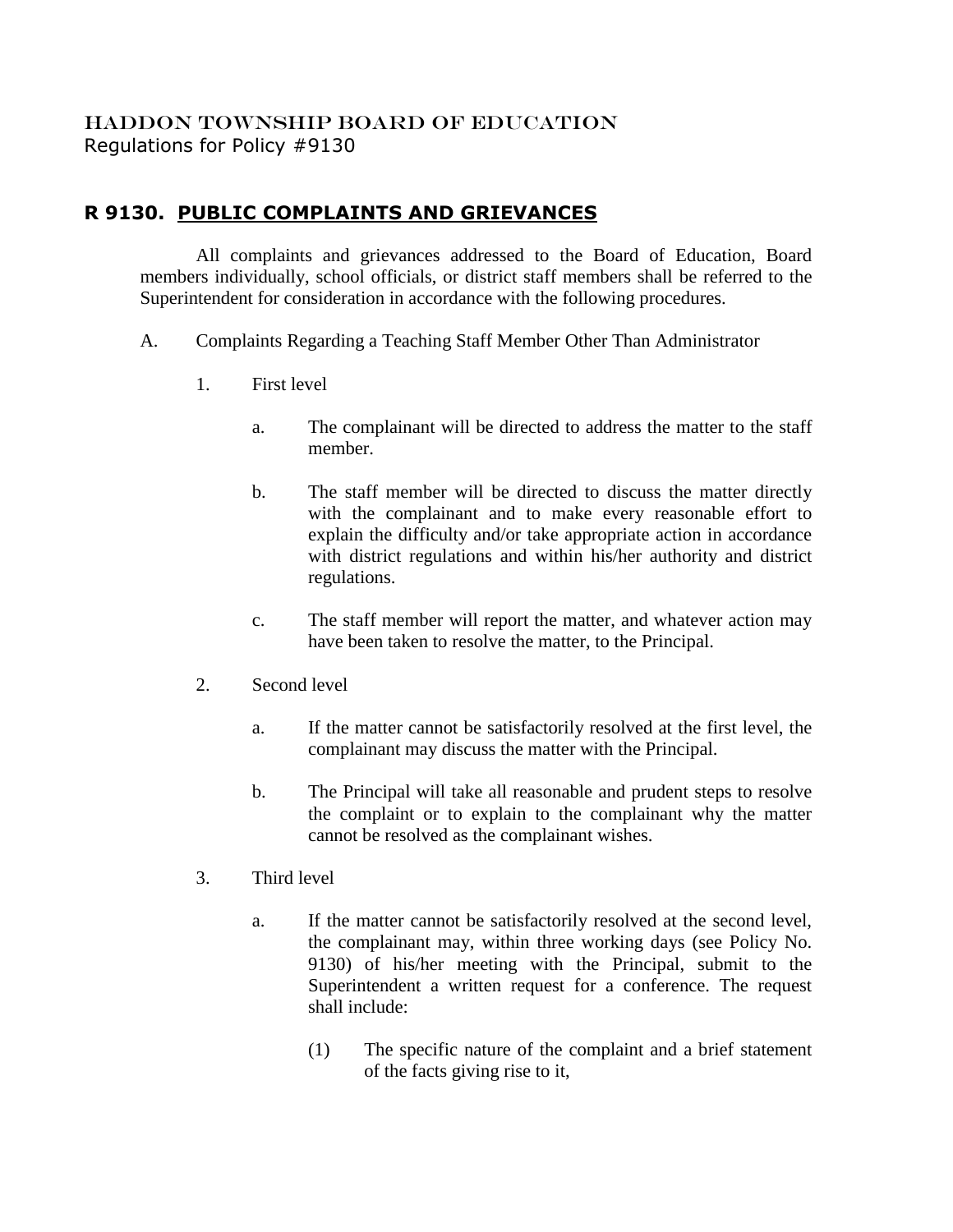HADDON TOWNSHIP BOARD OF EDUCATION
Regulations for Policy #9130

# R 9130. PUBLIC COMPLAINTS AND GRIEVANCES

All complaints and grievances addressed to the Board of Education, Board members individually, school officials, or district staff members shall be referred to the Superintendent for consideration in accordance with the following procedures.

A. Complaints Regarding a Teaching Staff Member Other Than Administrator

1. First level

   a. The complainant will be directed to address the matter to the staff member.

   b. The staff member will be directed to discuss the matter directly with the complainant and to make every reasonable effort to explain the difficulty and/or take appropriate action in accordance with district regulations and within his/her authority and district regulations.

   c. The staff member will report the matter, and whatever action may have been taken to resolve the matter, to the Principal.

2. Second level

   a. If the matter cannot be satisfactorily resolved at the first level, the complainant may discuss the matter with the Principal.

   b. The Principal will take all reasonable and prudent steps to resolve the complaint or to explain to the complainant why the matter cannot be resolved as the complainant wishes.

3. Third level

   a. If the matter cannot be satisfactorily resolved at the second level, the complainant may, within three working days (see Policy No. 9130) of his/her meeting with the Principal, submit to the Superintendent a written request for a conference. The request shall include:

      (1) The specific nature of the complaint and a brief statement of the facts giving rise to it,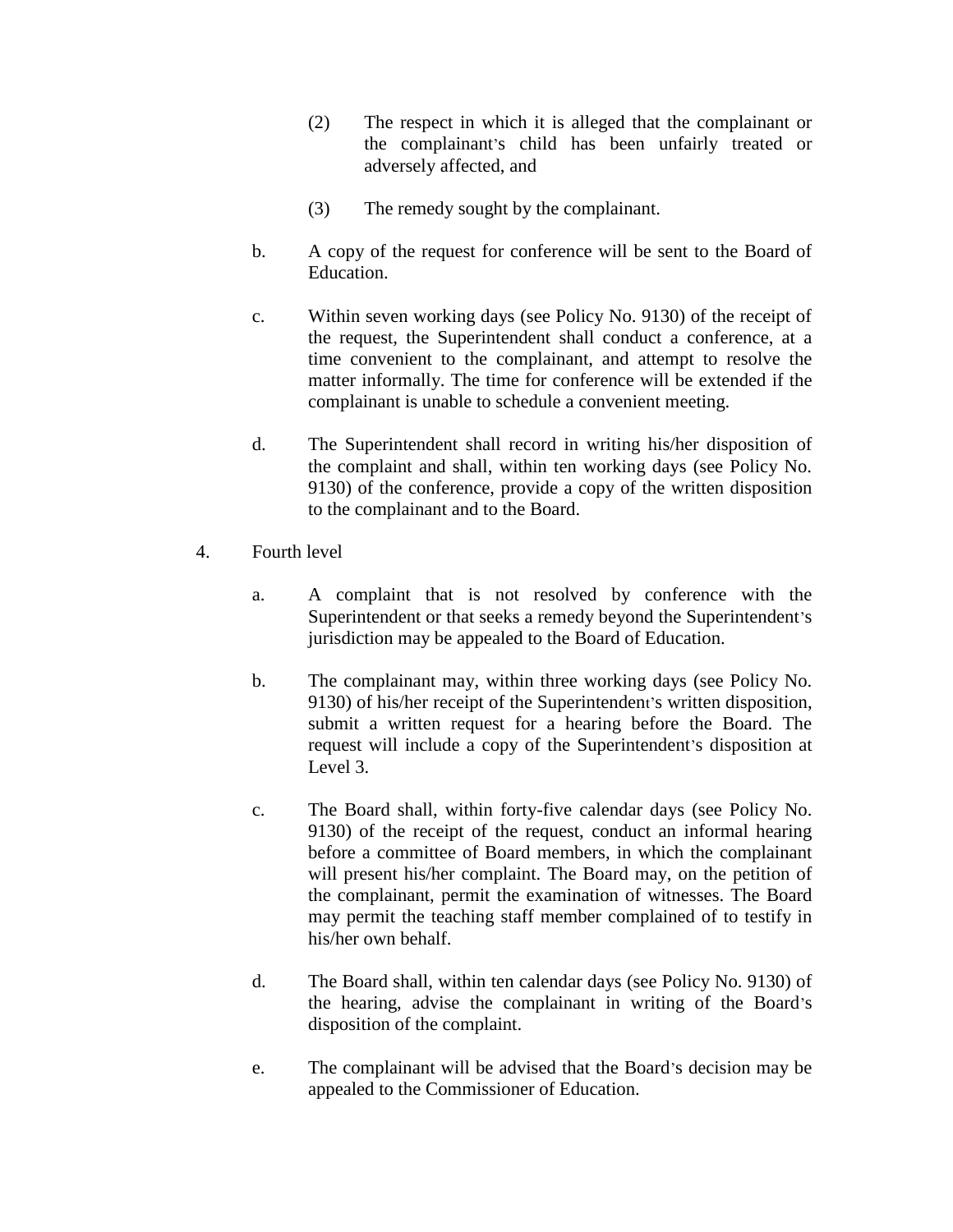(2) The respect in which it is alleged that the complainant or the complainant's child has been unfairly treated or adversely affected, and

(3) The remedy sought by the complainant.

b. A copy of the request for conference will be sent to the Board of Education.

c. Within seven working days (see Policy No. 9130) of the receipt of the request, the Superintendent shall conduct a conference, at a time convenient to the complainant, and attempt to resolve the matter informally. The time for conference will be extended if the complainant is unable to schedule a convenient meeting.

d. The Superintendent shall record in writing his/her disposition of the complaint and shall, within ten working days (see Policy No. 9130) of the conference, provide a copy of the written disposition to the complainant and to the Board.

4. Fourth level

a. A complaint that is not resolved by conference with the Superintendent or that seeks a remedy beyond the Superintendent's jurisdiction may be appealed to the Board of Education.

b. The complainant may, within three working days (see Policy No. 9130) of his/her receipt of the Superintendent's written disposition, submit a written request for a hearing before the Board. The request will include a copy of the Superintendent's disposition at Level 3.

c. The Board shall, within forty-five calendar days (see Policy No. 9130) of the receipt of the request, conduct an informal hearing before a committee of Board members, in which the complainant will present his/her complaint. The Board may, on the petition of the complainant, permit the examination of witnesses. The Board may permit the teaching staff member complained of to testify in his/her own behalf.

d. The Board shall, within ten calendar days (see Policy No. 9130) of the hearing, advise the complainant in writing of the Board's disposition of the complaint.

e. The complainant will be advised that the Board's decision may be appealed to the Commissioner of Education.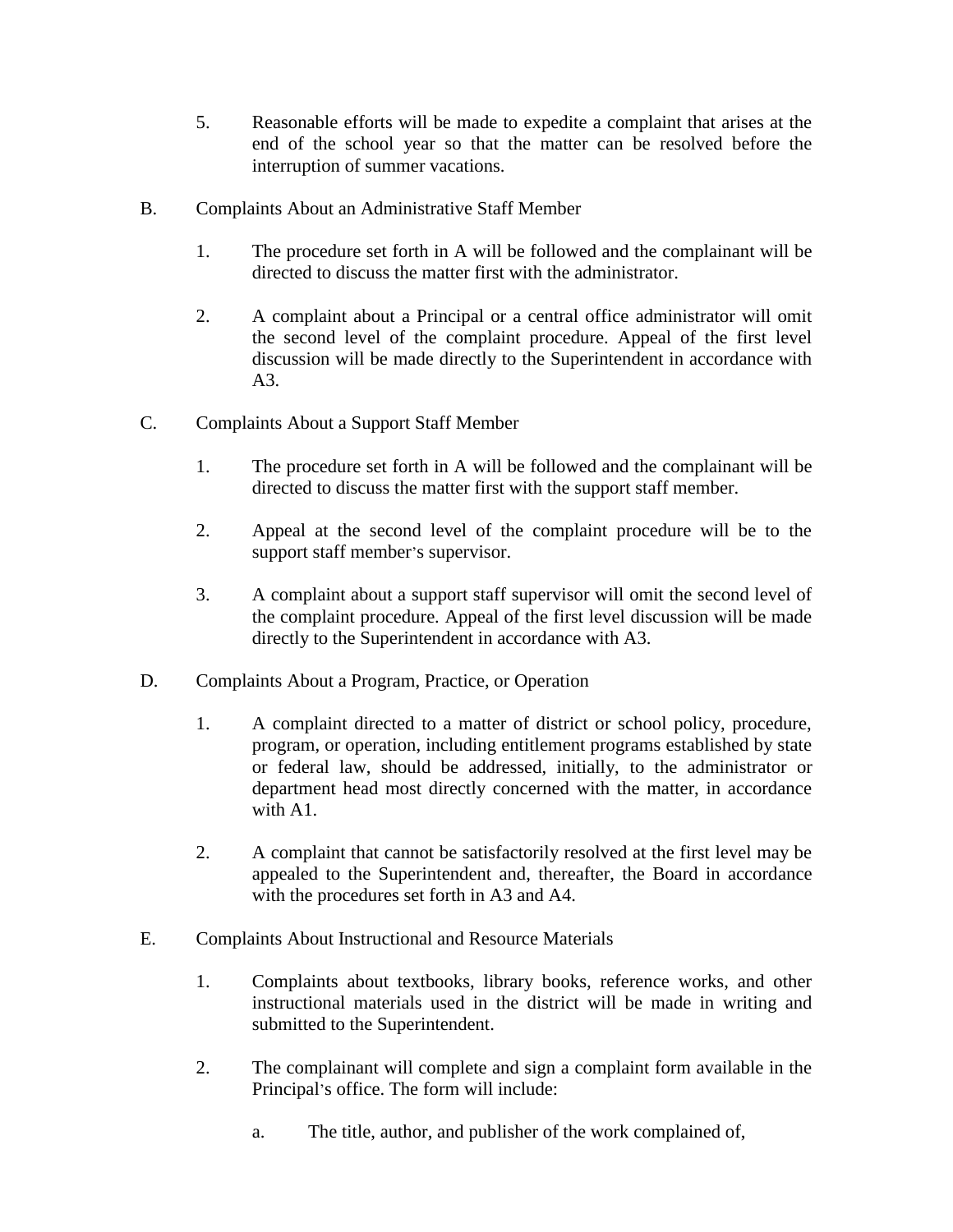5. Reasonable efforts will be made to expedite a complaint that arises at the end of the school year so that the matter can be resolved before the interruption of summer vacations.

B. Complaints About an Administrative Staff Member

1. The procedure set forth in A will be followed and the complainant will be directed to discuss the matter first with the administrator.

2. A complaint about a Principal or a central office administrator will omit the second level of the complaint procedure. Appeal of the first level discussion will be made directly to the Superintendent in accordance with A3.

C. Complaints About a Support Staff Member

1. The procedure set forth in A will be followed and the complainant will be directed to discuss the matter first with the support staff member.

2. Appeal at the second level of the complaint procedure will be to the support staff member's supervisor.

3. A complaint about a support staff supervisor will omit the second level of the complaint procedure. Appeal of the first level discussion will be made directly to the Superintendent in accordance with A3.

D. Complaints About a Program, Practice, or Operation

1. A complaint directed to a matter of district or school policy, procedure, program, or operation, including entitlement programs established by state or federal law, should be addressed, initially, to the administrator or department head most directly concerned with the matter, in accordance with A1.

2. A complaint that cannot be satisfactorily resolved at the first level may be appealed to the Superintendent and, thereafter, the Board in accordance with the procedures set forth in A3 and A4.

E. Complaints About Instructional and Resource Materials

1. Complaints about textbooks, library books, reference works, and other instructional materials used in the district will be made in writing and submitted to the Superintendent.

2. The complainant will complete and sign a complaint form available in the Principal's office. The form will include:

   a. The title, author, and publisher of the work complained of,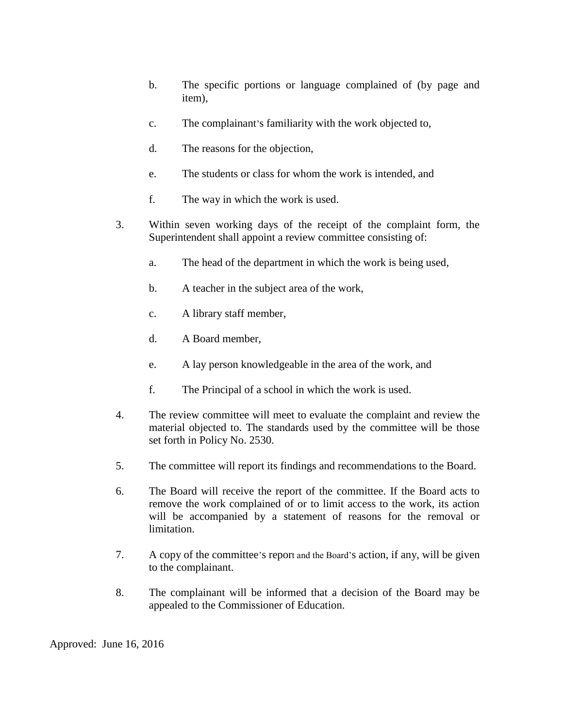b. The specific portions or language complained of (by page and item),

   c. The complainant's familiarity with the work objected to,

   d. The reasons for the objection,

   e. The students or class for whom the work is intended, and

   f. The way in which the work is used.

3. Within seven working days of the receipt of the complaint form, the Superintendent shall appoint a review committee consisting of:

   a. The head of the department in which the work is being used,

   b. A teacher in the subject area of the work,

   c. A library staff member,

   d. A Board member,

   e. A lay person knowledgeable in the area of the work, and

   f. The Principal of a school in which the work is used.

4. The review committee will meet to evaluate the complaint and review the material objected to. The standards used by the committee will be those set forth in Policy No. 2530.

5. The committee will report its findings and recommendations to the Board.

6. The Board will receive the report of the committee. If the Board acts to remove the work complained of or to limit access to the work, its action will be accompanied by a statement of reasons for the removal or limitation.

7. A copy of the committee's report and the Board's action, if any, will be given to the complainant.

8. The complainant will be informed that a decision of the Board may be appealed to the Commissioner of Education.

Approved: June 16, 2016